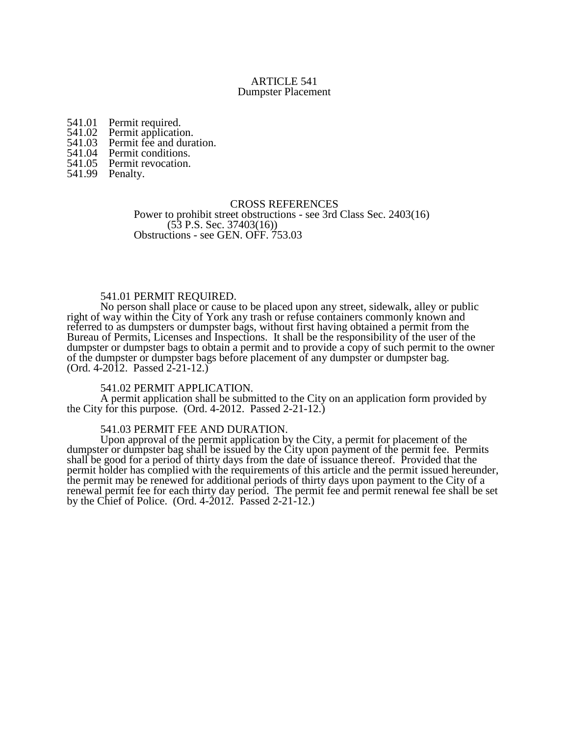# ARTICLE 541
## Dumpster Placement

541.01 Permit required.
541.02 Permit application.
541.03 Permit fee and duration.
541.04 Permit conditions.
541.05 Permit revocation.
541.99 Penalty.

CROSS REFERENCES
Power to prohibit street obstructions - see 3rd Class Sec. 2403(16) (53 P.S. Sec. 37403(16))
Obstructions - see GEN. OFF. 753.03

### 541.01 PERMIT REQUIRED.

No person shall place or cause to be placed upon any street, sidewalk, alley or public right of way within the City of York any trash or refuse containers commonly known and referred to as dumpsters or dumpster bags, without first having obtained a permit from the Bureau of Permits, Licenses and Inspections. It shall be the responsibility of the user of the dumpster or dumpster bags to obtain a permit and to provide a copy of such permit to the owner of the dumpster or dumpster bags before placement of any dumpster or dumpster bag.
(Ord. 4-2012. Passed 2-21-12.)

### 541.02 PERMIT APPLICATION.

A permit application shall be submitted to the City on an application form provided by the City for this purpose. (Ord. 4-2012. Passed 2-21-12.)

### 541.03 PERMIT FEE AND DURATION.

Upon approval of the permit application by the City, a permit for placement of the dumpster or dumpster bag shall be issued by the City upon payment of the permit fee. Permits shall be good for a period of thirty days from the date of issuance thereof. Provided that the permit holder has complied with the requirements of this article and the permit issued hereunder, the permit may be renewed for additional periods of thirty days upon payment to the City of a renewal permit fee for each thirty day period. The permit fee and permit renewal fee shall be set by the Chief of Police. (Ord. 4-2012. Passed 2-21-12.)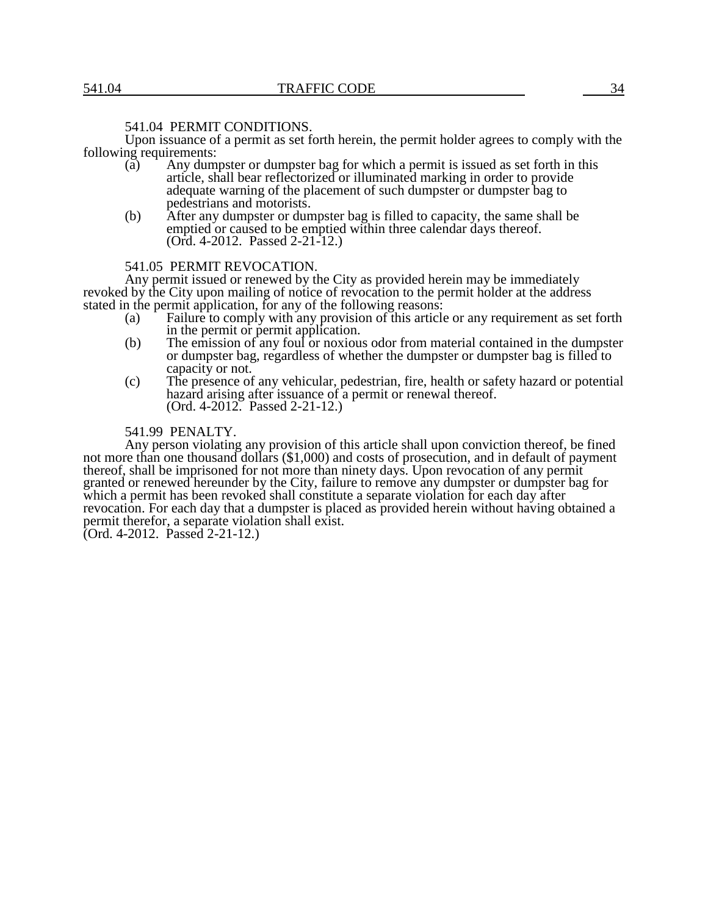### 541.04 PERMIT CONDITIONS.

Upon issuance of a permit as set forth herein, the permit holder agrees to comply with the following requirements:

(a) Any dumpster or dumpster bag for which a permit is issued as set forth in this article, shall bear reflectorized or illuminated marking in order to provide adequate warning of the placement of such dumpster or dumpster bag to pedestrians and motorists.

(b) After any dumpster or dumpster bag is filled to capacity, the same shall be emptied or caused to be emptied within three calendar days thereof.
(Ord. 4-2012. Passed 2-21-12.)

### 541.05 PERMIT REVOCATION.

Any permit issued or renewed by the City as provided herein may be immediately revoked by the City upon mailing of notice of revocation to the permit holder at the address stated in the permit application, for any of the following reasons:

(a) Failure to comply with any provision of this article or any requirement as set forth in the permit or permit application.

(b) The emission of any foul or noxious odor from material contained in the dumpster or dumpster bag, regardless of whether the dumpster or dumpster bag is filled to capacity or not.

(c) The presence of any vehicular, pedestrian, fire, health or safety hazard or potential hazard arising after issuance of a permit or renewal thereof.
(Ord. 4-2012. Passed 2-21-12.)

### 541.99 PENALTY.

Any person violating any provision of this article shall upon conviction thereof, be fined not more than one thousand dollars ($1,000) and costs of prosecution, and in default of payment thereof, shall be imprisoned for not more than ninety days. Upon revocation of any permit granted or renewed hereunder by the City, failure to remove any dumpster or dumpster bag for which a permit has been revoked shall constitute a separate violation for each day after revocation. For each day that a dumpster is placed as provided herein without having obtained a permit therefor, a separate violation shall exist.
(Ord. 4-2012. Passed 2-21-12.)